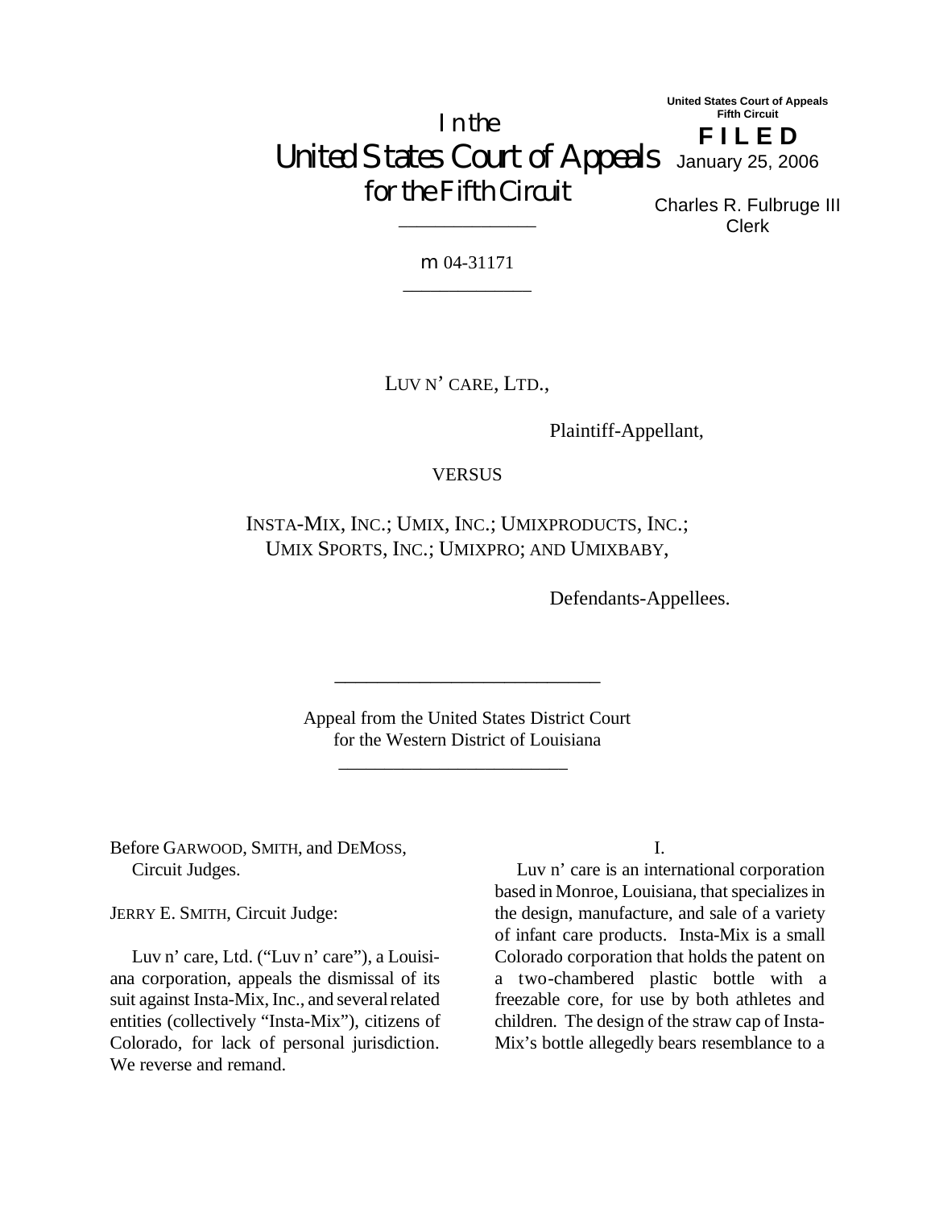United States Court of Appeals
Fifth Circuit

**F I L E D**

January 25, 2006

Charles R. Fulbruge III
Clerk

# In the United States Court of Appeals for the Fifth Circuit

---

m 04-31171

---

LUV N' CARE, LTD.,

Plaintiff-Appellant,

VERSUS

INSTA-MIX, INC.; UMIX, INC.; UMIXPRODUCTS, INC.; UMIX SPORTS, INC.; UMIXPRO; AND UMIXBABY,

Defendants-Appellees.

---

Appeal from the United States District Court
for the Western District of Louisiana

---

Before GARWOOD, SMITH, and DEMOSS, Circuit Judges.

JERRY E. SMITH, Circuit Judge:

Luv n' care, Ltd. ("Luv n' care"), a Louisiana corporation, appeals the dismissal of its suit against Insta-Mix, Inc., and several related entities (collectively "Insta-Mix"), citizens of Colorado, for lack of personal jurisdiction. We reverse and remand.

I.

Luv n' care is an international corporation based in Monroe, Louisiana, that specializes in the design, manufacture, and sale of a variety of infant care products. Insta-Mix is a small Colorado corporation that holds the patent on a two-chambered plastic bottle with a freezable core, for use by both athletes and children. The design of the straw cap of Insta-Mix's bottle allegedly bears resemblance to a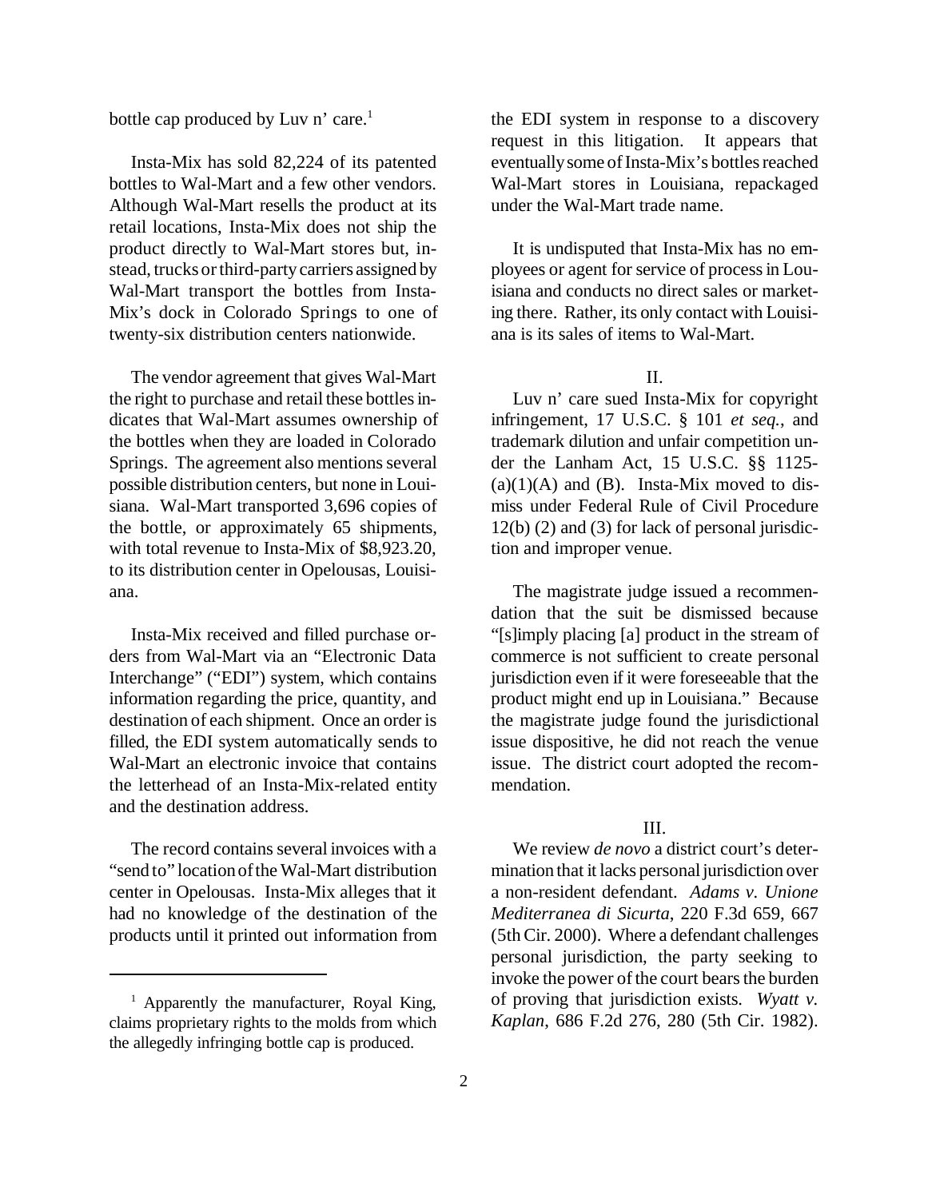bottle cap produced by Luv n' care.[1]

Insta-Mix has sold 82,224 of its patented bottles to Wal-Mart and a few other vendors. Although Wal-Mart resells the product at its retail locations, Insta-Mix does not ship the product directly to Wal-Mart stores but, instead, trucks or third-party carriers assigned by Wal-Mart transport the bottles from Insta-Mix's dock in Colorado Springs to one of twenty-six distribution centers nationwide.

The vendor agreement that gives Wal-Mart the right to purchase and retail these bottles indicates that Wal-Mart assumes ownership of the bottles when they are loaded in Colorado Springs. The agreement also mentions several possible distribution centers, but none in Louisiana. Wal-Mart transported 3,696 copies of the bottle, or approximately 65 shipments, with total revenue to Insta-Mix of $8,923.20, to its distribution center in Opelousas, Louisiana.

Insta-Mix received and filled purchase orders from Wal-Mart via an "Electronic Data Interchange" ("EDI") system, which contains information regarding the price, quantity, and destination of each shipment. Once an order is filled, the EDI system automatically sends to Wal-Mart an electronic invoice that contains the letterhead of an Insta-Mix-related entity and the destination address.

The record contains several invoices with a "send to" location of the Wal-Mart distribution center in Opelousas. Insta-Mix alleges that it had no knowledge of the destination of the products until it printed out information from the EDI system in response to a discovery request in this litigation. It appears that eventually some of Insta-Mix's bottles reached Wal-Mart stores in Louisiana, repackaged under the Wal-Mart trade name.

It is undisputed that Insta-Mix has no employees or agent for service of process in Louisiana and conducts no direct sales or marketing there. Rather, its only contact with Louisiana is its sales of items to Wal-Mart.

## II.

Luv n' care sued Insta-Mix for copyright infringement, 17 U.S.C. § 101 *et seq.*, and trademark dilution and unfair competition under the Lanham Act, 15 U.S.C. §§ 1125-(a)(1)(A) and (B). Insta-Mix moved to dismiss under Federal Rule of Civil Procedure 12(b) (2) and (3) for lack of personal jurisdiction and improper venue.

The magistrate judge issued a recommendation that the suit be dismissed because "[s]imply placing [a] product in the stream of commerce is not sufficient to create personal jurisdiction even if it were foreseeable that the product might end up in Louisiana." Because the magistrate judge found the jurisdictional issue dispositive, he did not reach the venue issue. The district court adopted the recommendation.

## III.

We review *de novo* a district court's determination that it lacks personal jurisdiction over a non-resident defendant. *Adams v. Unione Mediterranea di Sicurta*, 220 F.3d 659, 667 (5th Cir. 2000). Where a defendant challenges personal jurisdiction, the party seeking to invoke the power of the court bears the burden of proving that jurisdiction exists. *Wyatt v. Kaplan*, 686 F.2d 276, 280 (5th Cir. 1982).

---

[1] Apparently the manufacturer, Royal King, claims proprietary rights to the molds from which the allegedly infringing bottle cap is produced.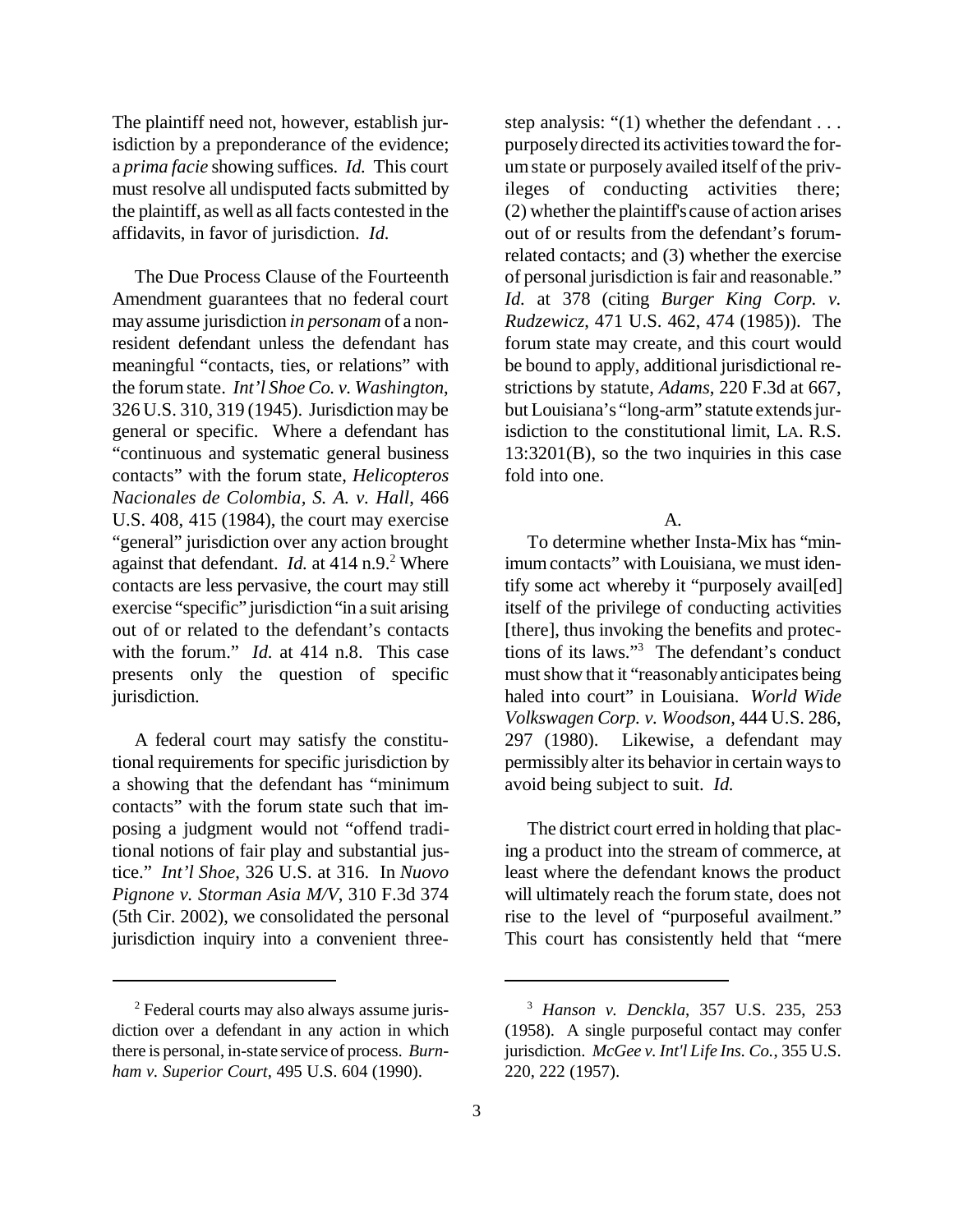The plaintiff need not, however, establish jurisdiction by a preponderance of the evidence; a *prima facie* showing suffices. *Id.* This court must resolve all undisputed facts submitted by the plaintiff, as well as all facts contested in the affidavits, in favor of jurisdiction. *Id.*

The Due Process Clause of the Fourteenth Amendment guarantees that no federal court may assume jurisdiction *in personam* of a non-resident defendant unless the defendant has meaningful "contacts, ties, or relations" with the forum state. *Int'l Shoe Co. v. Washington*, 326 U.S. 310, 319 (1945). Jurisdiction may be general or specific. Where a defendant has "continuous and systematic general business contacts" with the forum state, *Helicopteros Nacionales de Colombia, S. A. v. Hall*, 466 U.S. 408, 415 (1984), the court may exercise "general" jurisdiction over any action brought against that defendant. *Id.* at 414 n.9.[2] Where contacts are less pervasive, the court may still exercise "specific" jurisdiction "in a suit arising out of or related to the defendant's contacts with the forum." *Id.* at 414 n.8. This case presents only the question of specific jurisdiction.

A federal court may satisfy the constitutional requirements for specific jurisdiction by a showing that the defendant has "minimum contacts" with the forum state such that imposing a judgment would not "offend traditional notions of fair play and substantial justice." *Int'l Shoe*, 326 U.S. at 316. In *Nuovo Pignone v. Storman Asia M/V*, 310 F.3d 374 (5th Cir. 2002), we consolidated the personal jurisdiction inquiry into a convenient three-step analysis: "(1) whether the defendant . . . purposely directed its activities toward the forum state or purposely availed itself of the privileges of conducting activities there; (2) whether the plaintiff's cause of action arises out of or results from the defendant's forum-related contacts; and (3) whether the exercise of personal jurisdiction is fair and reasonable." *Id.* at 378 (citing *Burger King Corp. v. Rudzewicz*, 471 U.S. 462, 474 (1985)). The forum state may create, and this court would be bound to apply, additional jurisdictional restrictions by statute, *Adams*, 220 F.3d at 667, but Louisiana's "long-arm" statute extends jurisdiction to the constitutional limit, LA. R.S. 13:3201(B), so the two inquiries in this case fold into one.

A.

To determine whether Insta-Mix has "minimum contacts" with Louisiana, we must identify some act whereby it "purposely avail[ed] itself of the privilege of conducting activities [there], thus invoking the benefits and protections of its laws."[3] The defendant's conduct must show that it "reasonably anticipates being haled into court" in Louisiana. *World Wide Volkswagen Corp. v. Woodson*, 444 U.S. 286, 297 (1980). Likewise, a defendant may permissibly alter its behavior in certain ways to avoid being subject to suit. *Id.*

The district court erred in holding that placing a product into the stream of commerce, at least where the defendant knows the product will ultimately reach the forum state, does not rise to the level of "purposeful availment." This court has consistently held that "mere

---

[2] Federal courts may also always assume jurisdiction over a defendant in any action in which there is personal, in-state service of process. *Burnham v. Superior Court*, 495 U.S. 604 (1990).

[3] *Hanson v. Denckla*, 357 U.S. 235, 253 (1958). A single purposeful contact may confer jurisdiction. *McGee v. Int'l Life Ins. Co.*, 355 U.S. 220, 222 (1957).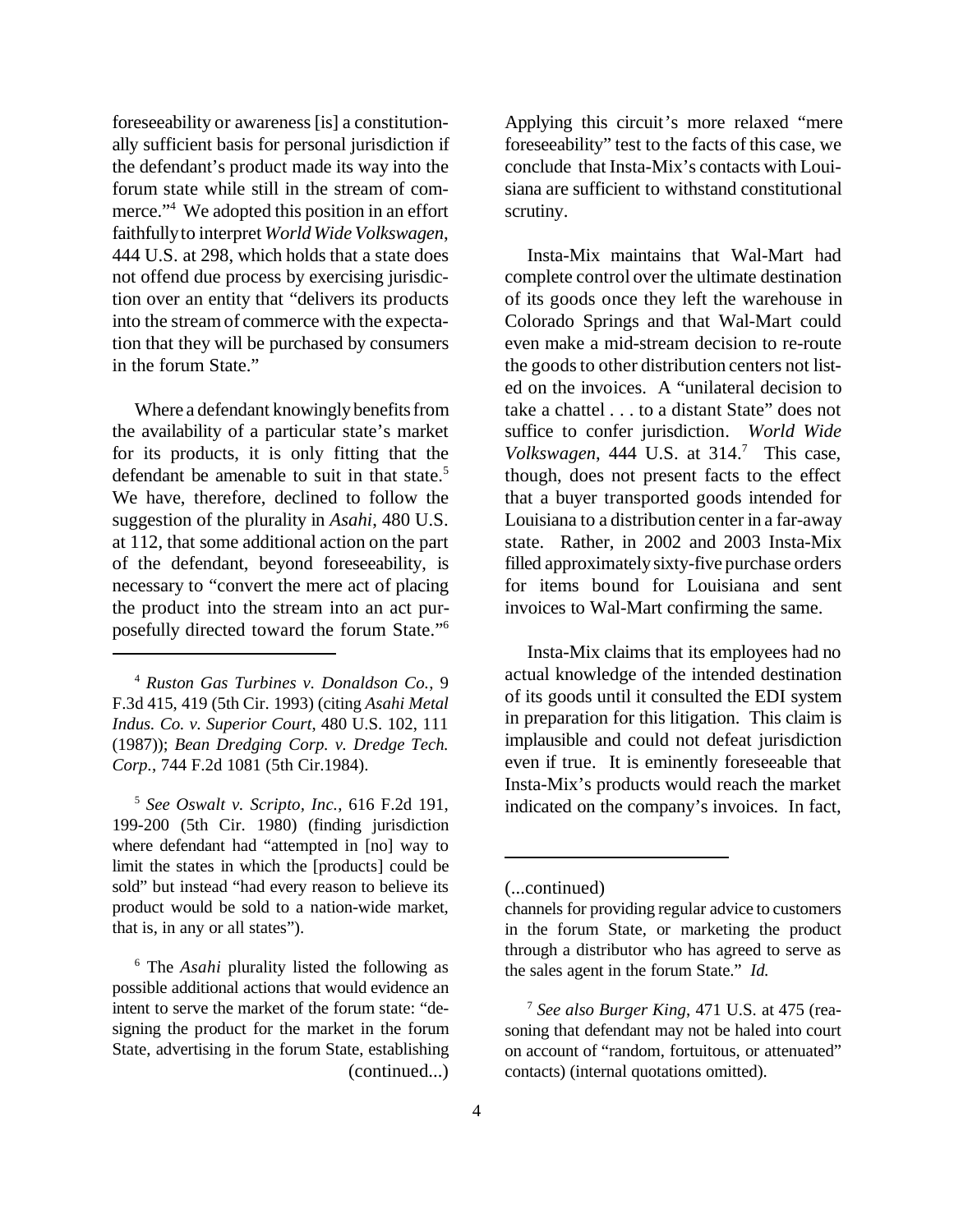foreseeability or awareness [is] a constitutionally sufficient basis for personal jurisdiction if the defendant's product made its way into the forum state while still in the stream of commerce."[4] We adopted this position in an effort faithfully to interpret *World Wide Volkswagen*, 444 U.S. at 298, which holds that a state does not offend due process by exercising jurisdiction over an entity that "delivers its products into the stream of commerce with the expectation that they will be purchased by consumers in the forum State."

Where a defendant knowingly benefits from the availability of a particular state's market for its products, it is only fitting that the defendant be amenable to suit in that state.[5] We have, therefore, declined to follow the suggestion of the plurality in *Asahi*, 480 U.S. at 112, that some additional action on the part of the defendant, beyond foreseeability, is necessary to "convert the mere act of placing the product into the stream into an act purposefully directed toward the forum State."[6] Applying this circuit's more relaxed "mere foreseeability" test to the facts of this case, we conclude that Insta-Mix's contacts with Louisiana are sufficient to withstand constitutional scrutiny.

Insta-Mix maintains that Wal-Mart had complete control over the ultimate destination of its goods once they left the warehouse in Colorado Springs and that Wal-Mart could even make a mid-stream decision to re-route the goods to other distribution centers not listed on the invoices. A "unilateral decision to take a chattel . . . to a distant State" does not suffice to confer jurisdiction. *World Wide Volkswagen*, 444 U.S. at 314.[7] This case, though, does not present facts to the effect that a buyer transported goods intended for Louisiana to a distribution center in a far-away state. Rather, in 2002 and 2003 Insta-Mix filled approximately sixty-five purchase orders for items bound for Louisiana and sent invoices to Wal-Mart confirming the same.

Insta-Mix claims that its employees had no actual knowledge of the intended destination of its goods until it consulted the EDI system in preparation for this litigation. This claim is implausible and could not defeat jurisdiction even if true. It is eminently foreseeable that Insta-Mix's products would reach the market indicated on the company's invoices. In fact,

---

[4] *Ruston Gas Turbines v. Donaldson Co.*, 9 F.3d 415, 419 (5th Cir. 1993) (citing *Asahi Metal Indus. Co. v. Superior Court*, 480 U.S. 102, 111 (1987)); *Bean Dredging Corp. v. Dredge Tech. Corp.*, 744 F.2d 1081 (5th Cir.1984).

[5] *See Oswalt v. Scripto, Inc.*, 616 F.2d 191, 199-200 (5th Cir. 1980) (finding jurisdiction where defendant had "attempted in [no] way to limit the states in which the [products] could be sold" but instead "had every reason to believe its product would be sold to a nation-wide market, that is, in any or all states").

[6] The *Asahi* plurality listed the following as possible additional actions that would evidence an intent to serve the market of the forum state: "designing the product for the market in the forum State, advertising in the forum State, establishing channels for providing regular advice to customers in the forum State, or marketing the product through a distributor who has agreed to serve as the sales agent in the forum State." *Id.*

[7] *See also Burger King*, 471 U.S. at 475 (reasoning that defendant may not be haled into court on account of "random, fortuitous, or attenuated" contacts) (internal quotations omitted).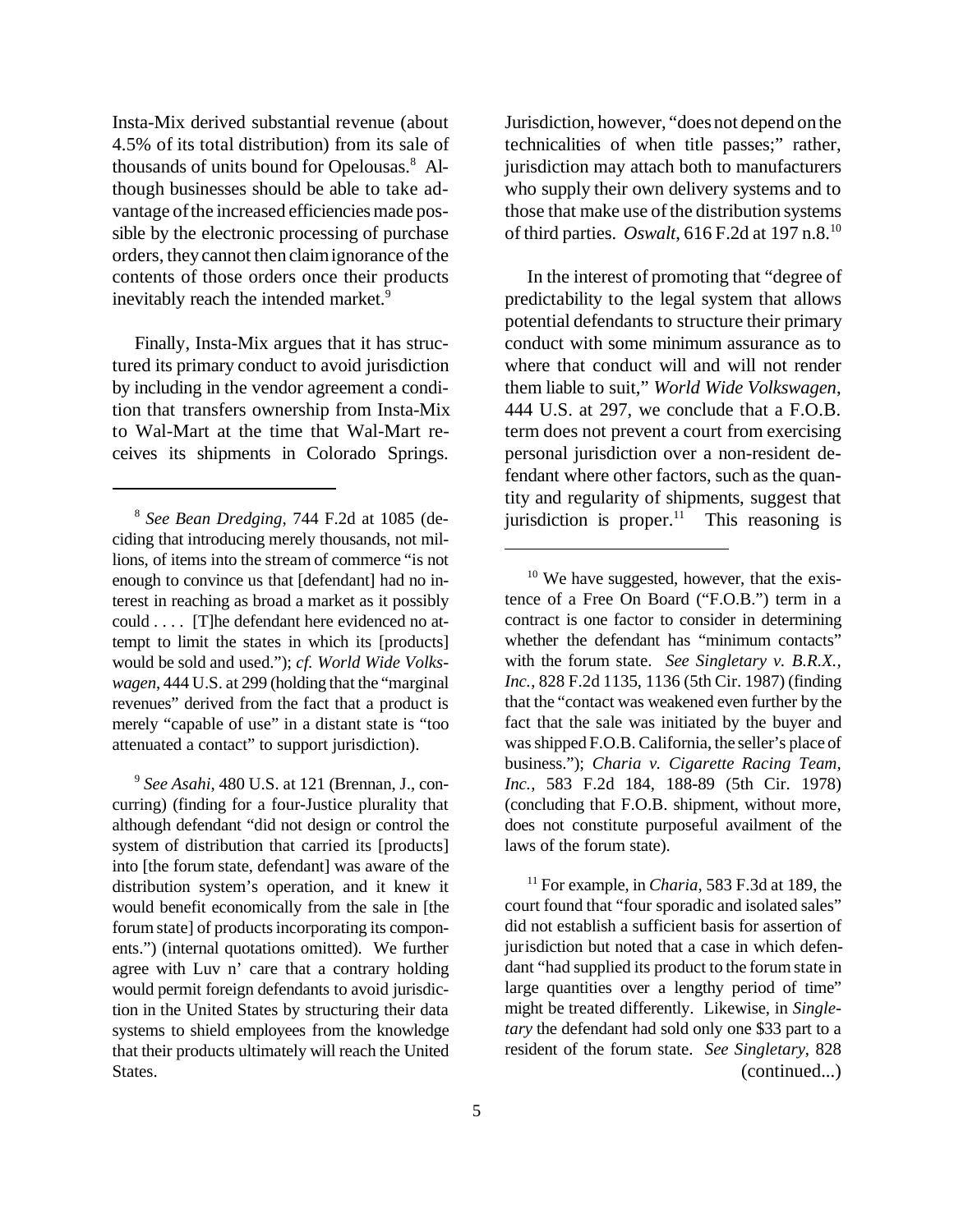Insta-Mix derived substantial revenue (about 4.5% of its total distribution) from its sale of thousands of units bound for Opelousas.[8] Although businesses should be able to take advantage of the increased efficiencies made possible by the electronic processing of purchase orders, they cannot then claim ignorance of the contents of those orders once their products inevitably reach the intended market.[9]

Finally, Insta-Mix argues that it has structured its primary conduct to avoid jurisdiction by including in the vendor agreement a condition that transfers ownership from Insta-Mix to Wal-Mart at the time that Wal-Mart receives its shipments in Colorado Springs. Jurisdiction, however, "does not depend on the technicalities of when title passes;" rather, jurisdiction may attach both to manufacturers who supply their own delivery systems and to those that make use of the distribution systems of third parties. *Oswalt*, 616 F.2d at 197 n.8.[10]

In the interest of promoting that "degree of predictability to the legal system that allows potential defendants to structure their primary conduct with some minimum assurance as to where that conduct will and will not render them liable to suit," *World Wide Volkswagen*, 444 U.S. at 297, we conclude that a F.O.B. term does not prevent a court from exercising personal jurisdiction over a non-resident defendant where other factors, such as the quantity and regularity of shipments, suggest that jurisdiction is proper.[11] This reasoning is

---

[8] *See Bean Dredging*, 744 F.2d at 1085 (deciding that introducing merely thousands, not millions, of items into the stream of commerce "is not enough to convince us that [defendant] had no interest in reaching as broad a market as it possibly could . . . . [T]he defendant here evidenced no attempt to limit the states in which its [products] would be sold and used."); *cf. World Wide Volkswagen*, 444 U.S. at 299 (holding that the "marginal revenues" derived from the fact that a product is merely "capable of use" in a distant state is "too attenuated a contact" to support jurisdiction).

[9] *See Asahi*, 480 U.S. at 121 (Brennan, J., concurring) (finding for a four-Justice plurality that although defendant "did not design or control the system of distribution that carried its [products] into [the forum state, defendant] was aware of the distribution system's operation, and it knew it would benefit economically from the sale in [the forum state] of products incorporating its components.") (internal quotations omitted). We further agree with Luv n' care that a contrary holding would permit foreign defendants to avoid jurisdiction in the United States by structuring their data systems to shield employees from the knowledge that their products ultimately will reach the United States.

[10] We have suggested, however, that the existence of a Free On Board ("F.O.B.") term in a contract is one factor to consider in determining whether the defendant has "minimum contacts" with the forum state. *See Singletary v. B.R.X., Inc.*, 828 F.2d 1135, 1136 (5th Cir. 1987) (finding that the "contact was weakened even further by the fact that the sale was initiated by the buyer and was shipped F.O.B. California, the seller's place of business."); *Charia v. Cigarette Racing Team, Inc.*, 583 F.2d 184, 188-89 (5th Cir. 1978) (concluding that F.O.B. shipment, without more, does not constitute purposeful availment of the laws of the forum state).

[11] For example, in *Charia*, 583 F.3d at 189, the court found that "four sporadic and isolated sales" did not establish a sufficient basis for assertion of jurisdiction but noted that a case in which defendant "had supplied its product to the forum state in large quantities over a lengthy period of time" might be treated differently. Likewise, in *Singletary* the defendant had sold only one $33 part to a resident of the forum state. *See Singletary*, 828 (continued...)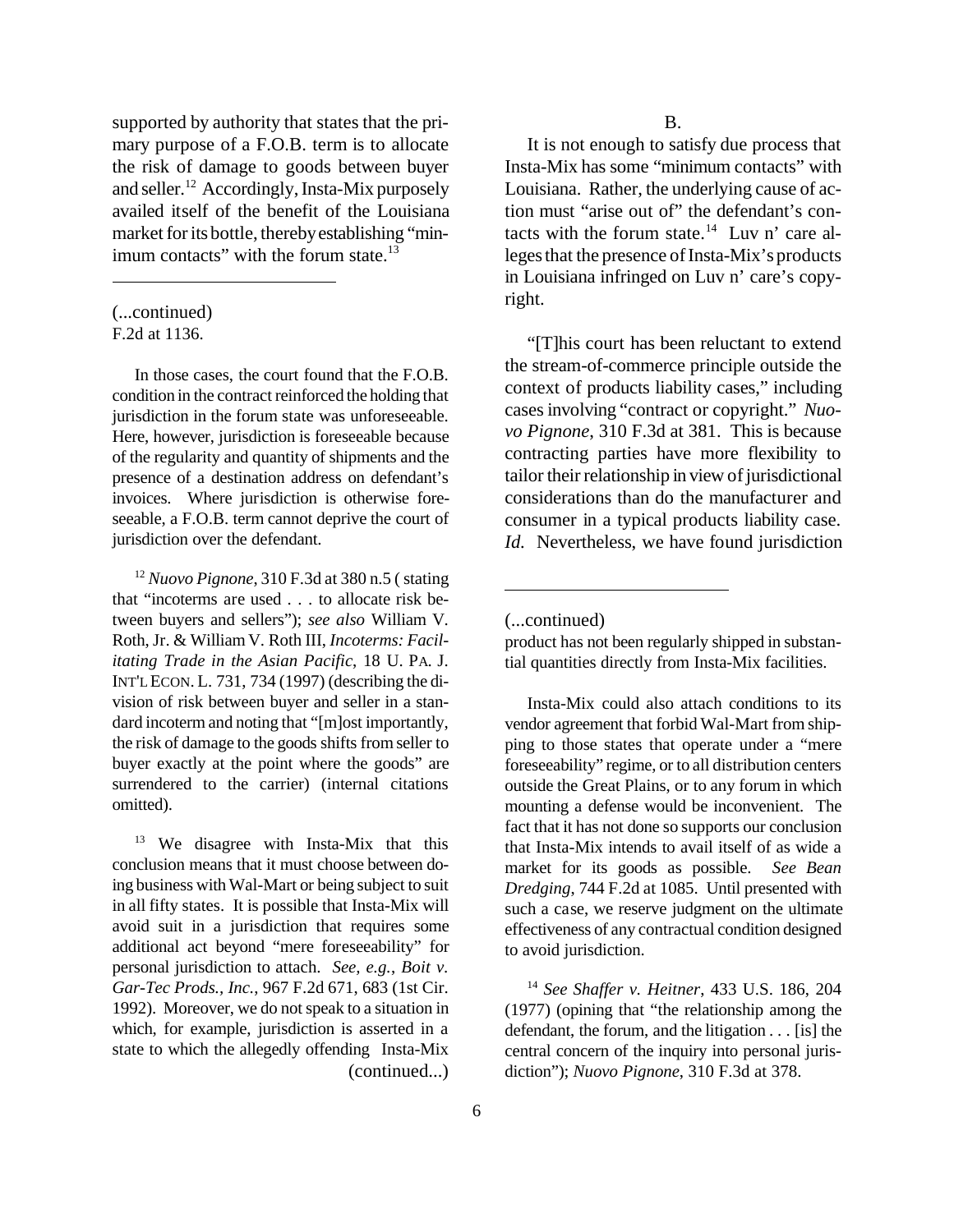supported by authority that states that the primary purpose of a F.O.B. term is to allocate the risk of damage to goods between buyer and seller.[12] Accordingly, Insta-Mix purposely availed itself of the benefit of the Louisiana market for its bottle, thereby establishing "minimum contacts" with the forum state.[13]

B.

It is not enough to satisfy due process that Insta-Mix has some "minimum contacts" with Louisiana. Rather, the underlying cause of action must "arise out of" the defendant's contacts with the forum state.[14] Luv n' care alleges that the presence of Insta-Mix's products in Louisiana infringed on Luv n' care's copyright.

"[T]his court has been reluctant to extend the stream-of-commerce principle outside the context of products liability cases," including cases involving "contract or copyright." *Nuovo Pignone*, 310 F.3d at 381. This is because contracting parties have more flexibility to tailor their relationship in view of jurisdictional considerations than do the manufacturer and consumer in a typical products liability case. *Id.* Nevertheless, we have found jurisdiction

---

(...continued)
F.2d at 1136.

In those cases, the court found that the F.O.B. condition in the contract reinforced the holding that jurisdiction in the forum state was unforeseeable. Here, however, jurisdiction is foreseeable because of the regularity and quantity of shipments and the presence of a destination address on defendant's invoices. Where jurisdiction is otherwise foreseeable, a F.O.B. term cannot deprive the court of jurisdiction over the defendant.

[12] *Nuovo Pignone*, 310 F.3d at 380 n.5 ( stating that "incoterms are used . . . to allocate risk between buyers and sellers"); *see also* William V. Roth, Jr. & William V. Roth III, *Incoterms: Facilitating Trade in the Asian Pacific*, 18 U. PA. J. INT'L ECON. L. 731, 734 (1997) (describing the division of risk between buyer and seller in a standard incoterm and noting that "[m]ost importantly, the risk of damage to the goods shifts from seller to buyer exactly at the point where the goods" are surrendered to the carrier) (internal citations omitted).

[13] We disagree with Insta-Mix that this conclusion means that it must choose between doing business with Wal-Mart or being subject to suit in all fifty states. It is possible that Insta-Mix will avoid suit in a jurisdiction that requires some additional act beyond "mere foreseeability" for personal jurisdiction to attach. *See, e.g.*, *Boit v. Gar-Tec Prods., Inc.*, 967 F.2d 671, 683 (1st Cir. 1992). Moreover, we do not speak to a situation in which, for example, jurisdiction is asserted in a state to which the allegedly offending Insta-Mix product has not been regularly shipped in substantial quantities directly from Insta-Mix facilities.

Insta-Mix could also attach conditions to its vendor agreement that forbid Wal-Mart from shipping to those states that operate under a "mere foreseeability" regime, or to all distribution centers outside the Great Plains, or to any forum in which mounting a defense would be inconvenient. The fact that it has not done so supports our conclusion that Insta-Mix intends to avail itself of as wide a market for its goods as possible. *See Bean Dredging*, 744 F.2d at 1085. Until presented with such a case, we reserve judgment on the ultimate effectiveness of any contractual condition designed to avoid jurisdiction.

[14] *See Shaffer v. Heitner*, 433 U.S. 186, 204 (1977) (opining that "the relationship among the defendant, the forum, and the litigation . . . [is] the central concern of the inquiry into personal jurisdiction"); *Nuovo Pignone*, 310 F.3d at 378.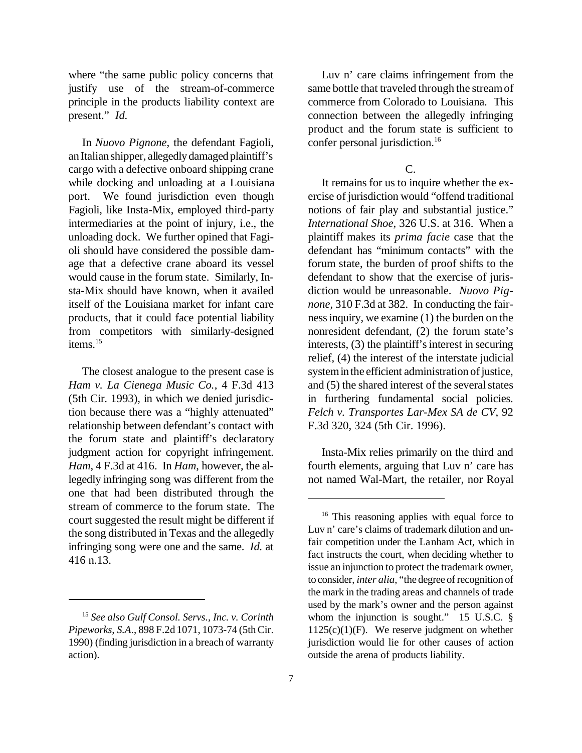where "the same public policy concerns that justify use of the stream-of-commerce principle in the products liability context are present." *Id.*

In *Nuovo Pignone*, the defendant Fagioli, an Italian shipper, allegedly damaged plaintiff's cargo with a defective onboard shipping crane while docking and unloading at a Louisiana port. We found jurisdiction even though Fagioli, like Insta-Mix, employed third-party intermediaries at the point of injury, i.e., the unloading dock. We further opined that Fagioli should have considered the possible damage that a defective crane aboard its vessel would cause in the forum state. Similarly, Insta-Mix should have known, when it availed itself of the Louisiana market for infant care products, that it could face potential liability from competitors with similarly-designed items.[15]

The closest analogue to the present case is *Ham v. La Cienega Music Co.*, 4 F.3d 413 (5th Cir. 1993), in which we denied jurisdiction because there was a "highly attenuated" relationship between defendant's contact with the forum state and plaintiff's declaratory judgment action for copyright infringement. *Ham*, 4 F.3d at 416. In *Ham*, however, the allegedly infringing song was different from the one that had been distributed through the stream of commerce to the forum state. The court suggested the result might be different if the song distributed in Texas and the allegedly infringing song were one and the same. *Id.* at 416 n.13.

Luv n' care claims infringement from the same bottle that traveled through the stream of commerce from Colorado to Louisiana. This connection between the allegedly infringing product and the forum state is sufficient to confer personal jurisdiction.[16]

C.

It remains for us to inquire whether the exercise of jurisdiction would "offend traditional notions of fair play and substantial justice." *International Shoe*, 326 U.S. at 316. When a plaintiff makes its *prima facie* case that the defendant has "minimum contacts" with the forum state, the burden of proof shifts to the defendant to show that the exercise of jurisdiction would be unreasonable. *Nuovo Pignone*, 310 F.3d at 382. In conducting the fairness inquiry, we examine (1) the burden on the nonresident defendant, (2) the forum state's interests, (3) the plaintiff's interest in securing relief, (4) the interest of the interstate judicial system in the efficient administration of justice, and (5) the shared interest of the several states in furthering fundamental social policies. *Felch v. Transportes Lar-Mex SA de CV*, 92 F.3d 320, 324 (5th Cir. 1996).

Insta-Mix relies primarily on the third and fourth elements, arguing that Luv n' care has not named Wal-Mart, the retailer, nor Royal

---

[15] *See also Gulf Consol. Servs., Inc. v. Corinth Pipeworks, S.A.*, 898 F.2d 1071, 1073-74 (5th Cir. 1990) (finding jurisdiction in a breach of warranty action).

[16] This reasoning applies with equal force to Luv n' care's claims of trademark dilution and unfair competition under the Lanham Act, which in fact instructs the court, when deciding whether to issue an injunction to protect the trademark owner, to consider, *inter alia*, "the degree of recognition of the mark in the trading areas and channels of trade used by the mark's owner and the person against whom the injunction is sought." 15 U.S.C. § 1125(c)(1)(F). We reserve judgment on whether jurisdiction would lie for other causes of action outside the arena of products liability.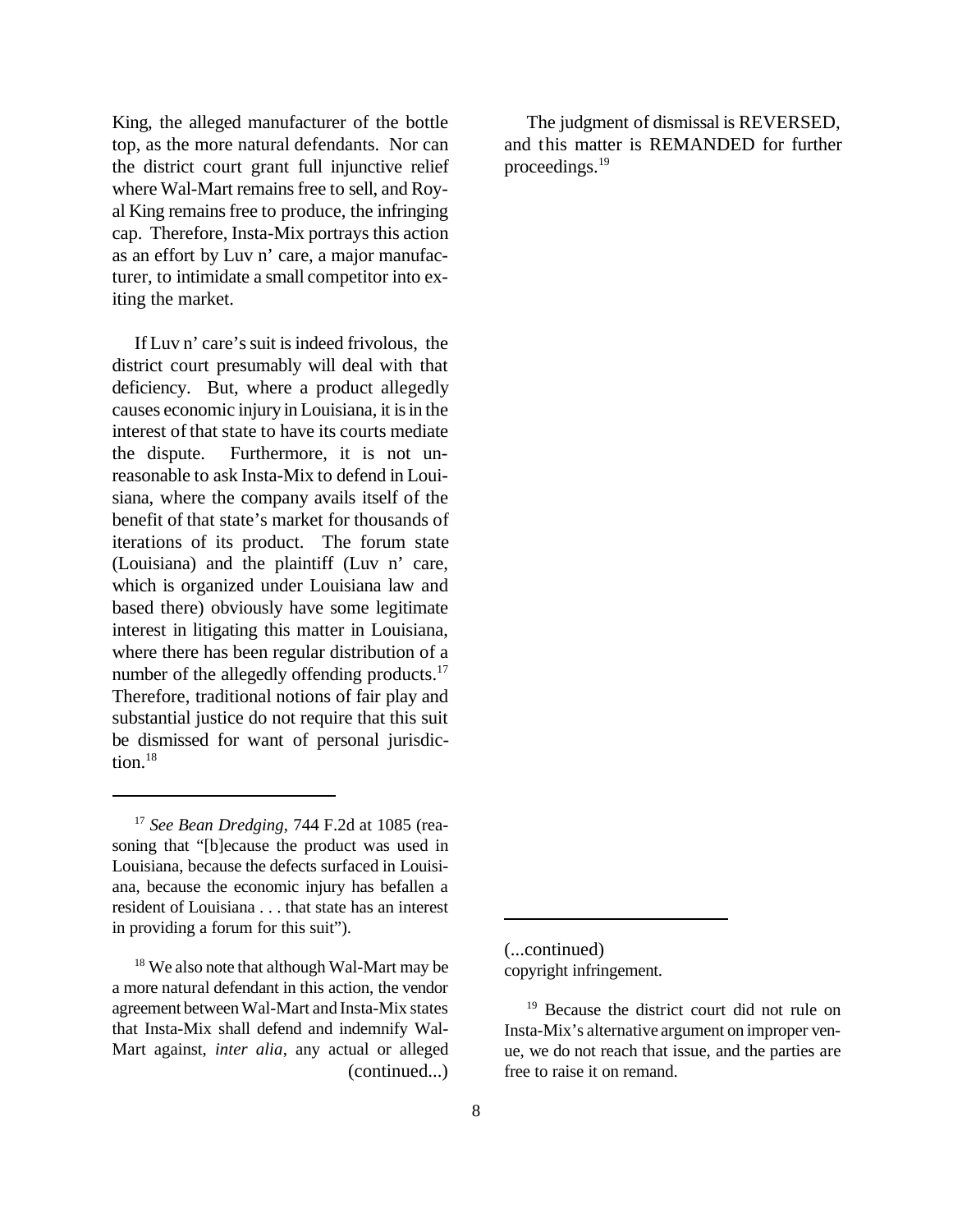King, the alleged manufacturer of the bottle top, as the more natural defendants. Nor can the district court grant full injunctive relief where Wal-Mart remains free to sell, and Royal King remains free to produce, the infringing cap. Therefore, Insta-Mix portrays this action as an effort by Luv n' care, a major manufacturer, to intimidate a small competitor into exiting the market.

If Luv n' care's suit is indeed frivolous, the district court presumably will deal with that deficiency. But, where a product allegedly causes economic injury in Louisiana, it is in the interest of that state to have its courts mediate the dispute. Furthermore, it is not unreasonable to ask Insta-Mix to defend in Louisiana, where the company avails itself of the benefit of that state's market for thousands of iterations of its product. The forum state (Louisiana) and the plaintiff (Luv n' care, which is organized under Louisiana law and based there) obviously have some legitimate interest in litigating this matter in Louisiana, where there has been regular distribution of a number of the allegedly offending products.[17] Therefore, traditional notions of fair play and substantial justice do not require that this suit be dismissed for want of personal jurisdiction.[18]

The judgment of dismissal is REVERSED, and this matter is REMANDED for further proceedings.[19]

---

[17] *See Bean Dredging*, 744 F.2d at 1085 (reasoning that "[b]ecause the product was used in Louisiana, because the defects surfaced in Louisiana, because the economic injury has befallen a resident of Louisiana . . . that state has an interest in providing a forum for this suit").

[18] We also note that although Wal-Mart may be a more natural defendant in this action, the vendor agreement between Wal-Mart and Insta-Mix states that Insta-Mix shall defend and indemnify Wal-Mart against, *inter alia*, any actual or alleged copyright infringement.

[19] Because the district court did not rule on Insta-Mix's alternative argument on improper venue, we do not reach that issue, and the parties are free to raise it on remand.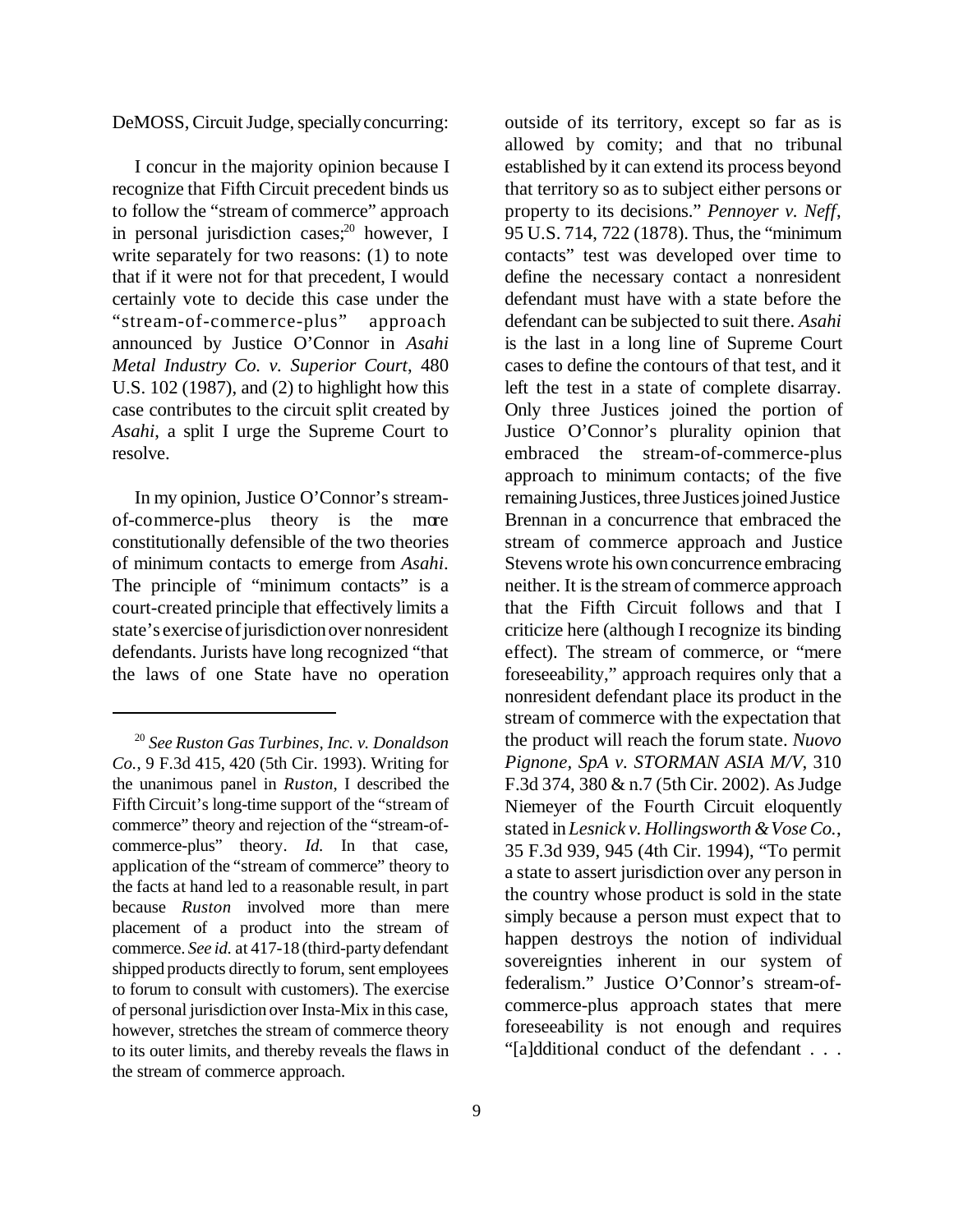DeMOSS, Circuit Judge, specially concurring:

I concur in the majority opinion because I recognize that Fifth Circuit precedent binds us to follow the "stream of commerce" approach in personal jurisdiction cases;[20] however, I write separately for two reasons: (1) to note that if it were not for that precedent, I would certainly vote to decide this case under the "stream-of-commerce-plus" approach announced by Justice O'Connor in *Asahi Metal Industry Co. v. Superior Court*, 480 U.S. 102 (1987), and (2) to highlight how this case contributes to the circuit split created by *Asahi*, a split I urge the Supreme Court to resolve.

In my opinion, Justice O'Connor's stream-of-commerce-plus theory is the more constitutionally defensible of the two theories of minimum contacts to emerge from *Asahi*. The principle of "minimum contacts" is a court-created principle that effectively limits a state's exercise of jurisdiction over nonresident defendants. Jurists have long recognized "that the laws of one State have no operation outside of its territory, except so far as is allowed by comity; and that no tribunal established by it can extend its process beyond that territory so as to subject either persons or property to its decisions." *Pennoyer v. Neff*, 95 U.S. 714, 722 (1878). Thus, the "minimum contacts" test was developed over time to define the necessary contact a nonresident defendant must have with a state before the defendant can be subjected to suit there. *Asahi* is the last in a long line of Supreme Court cases to define the contours of that test, and it left the test in a state of complete disarray. Only three Justices joined the portion of Justice O'Connor's plurality opinion that embraced the stream-of-commerce-plus approach to minimum contacts; of the five remaining Justices, three Justices joined Justice Brennan in a concurrence that embraced the stream of commerce approach and Justice Stevens wrote his own concurrence embracing neither. It is the stream of commerce approach that the Fifth Circuit follows and that I criticize here (although I recognize its binding effect). The stream of commerce, or "mere foreseeability," approach requires only that a nonresident defendant place its product in the stream of commerce with the expectation that the product will reach the forum state. *Nuovo Pignone, SpA v. STORMAN ASIA M/V*, 310 F.3d 374, 380 & n.7 (5th Cir. 2002). As Judge Niemeyer of the Fourth Circuit eloquently stated in *Lesnick v. Hollingsworth & Vose Co.*, 35 F.3d 939, 945 (4th Cir. 1994), "To permit a state to assert jurisdiction over any person in the country whose product is sold in the state simply because a person must expect that to happen destroys the notion of individual sovereignties inherent in our system of federalism." Justice O'Connor's stream-of-commerce-plus approach states that mere foreseeability is not enough and requires "[a]dditional conduct of the defendant . . .

---

[20] *See Ruston Gas Turbines, Inc. v. Donaldson Co.*, 9 F.3d 415, 420 (5th Cir. 1993). Writing for the unanimous panel in *Ruston*, I described the Fifth Circuit's long-time support of the "stream of commerce" theory and rejection of the "stream-of-commerce-plus" theory. *Id.* In that case, application of the "stream of commerce" theory to the facts at hand led to a reasonable result, in part because *Ruston* involved more than mere placement of a product into the stream of commerce. *See id.* at 417-18 (third-party defendant shipped products directly to forum, sent employees to forum to consult with customers). The exercise of personal jurisdiction over Insta-Mix in this case, however, stretches the stream of commerce theory to its outer limits, and thereby reveals the flaws in the stream of commerce approach.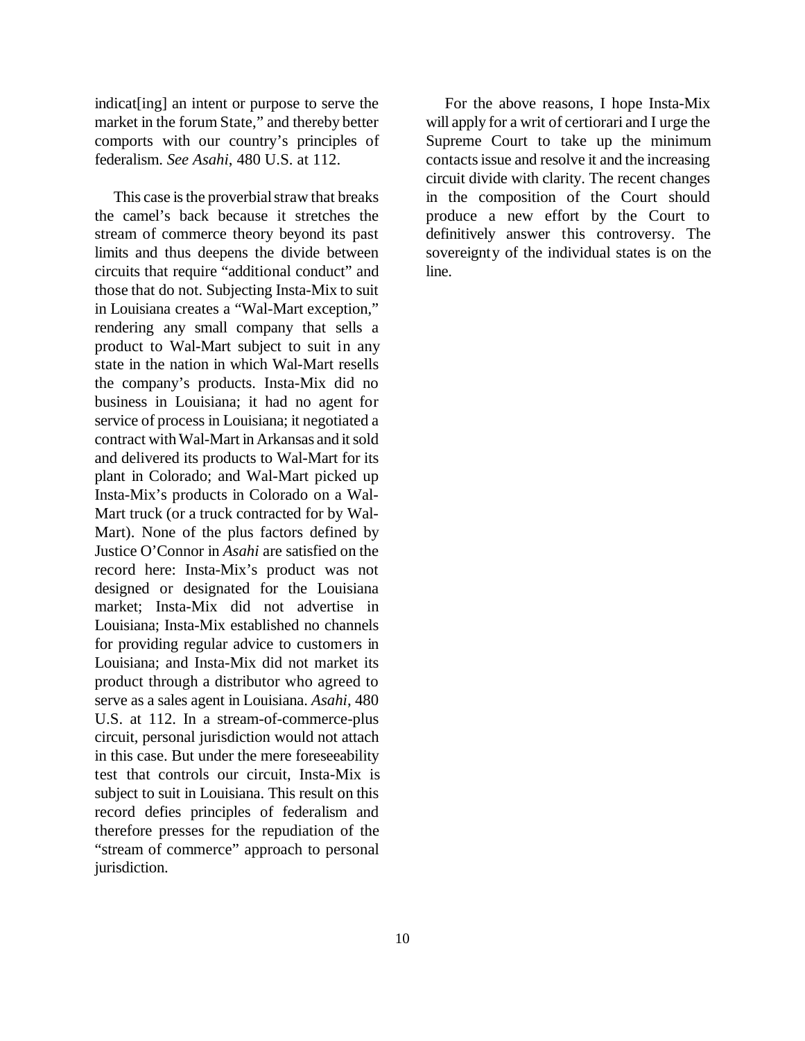indicat[ing] an intent or purpose to serve the market in the forum State," and thereby better comports with our country's principles of federalism. *See Asahi*, 480 U.S. at 112.

This case is the proverbial straw that breaks the camel's back because it stretches the stream of commerce theory beyond its past limits and thus deepens the divide between circuits that require "additional conduct" and those that do not. Subjecting Insta-Mix to suit in Louisiana creates a "Wal-Mart exception," rendering any small company that sells a product to Wal-Mart subject to suit in any state in the nation in which Wal-Mart resells the company's products. Insta-Mix did no business in Louisiana; it had no agent for service of process in Louisiana; it negotiated a contract with Wal-Mart in Arkansas and it sold and delivered its products to Wal-Mart for its plant in Colorado; and Wal-Mart picked up Insta-Mix's products in Colorado on a Wal-Mart truck (or a truck contracted for by Wal-Mart). None of the plus factors defined by Justice O'Connor in *Asahi* are satisfied on the record here: Insta-Mix's product was not designed or designated for the Louisiana market; Insta-Mix did not advertise in Louisiana; Insta-Mix established no channels for providing regular advice to customers in Louisiana; and Insta-Mix did not market its product through a distributor who agreed to serve as a sales agent in Louisiana. *Asahi*, 480 U.S. at 112. In a stream-of-commerce-plus circuit, personal jurisdiction would not attach in this case. But under the mere foreseeability test that controls our circuit, Insta-Mix is subject to suit in Louisiana. This result on this record defies principles of federalism and therefore presses for the repudiation of the "stream of commerce" approach to personal jurisdiction.

For the above reasons, I hope Insta-Mix will apply for a writ of certiorari and I urge the Supreme Court to take up the minimum contacts issue and resolve it and the increasing circuit divide with clarity. The recent changes in the composition of the Court should produce a new effort by the Court to definitively answer this controversy. The sovereignty of the individual states is on the line.